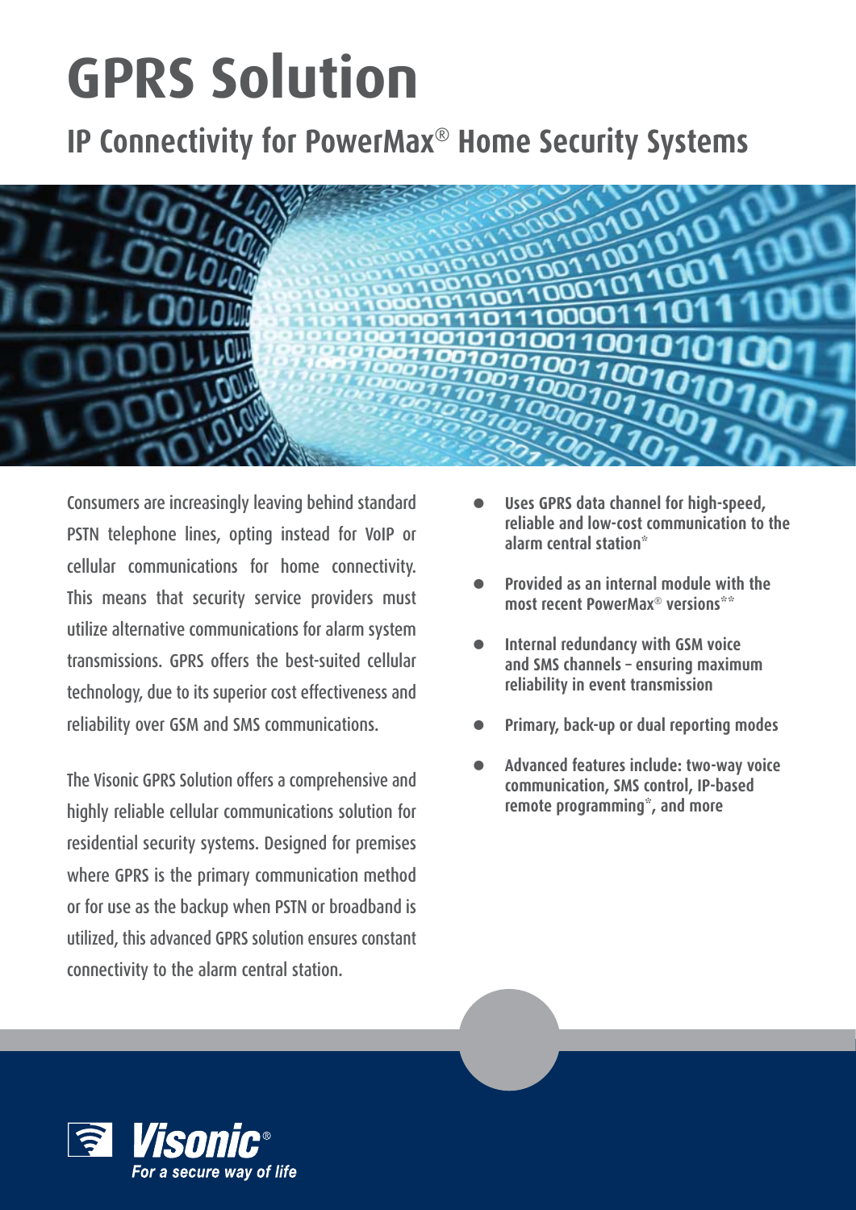# GPRS Solution

## IP Connectivity for PowerMax® Home Security Systems

Consumers are increasingly leaving behind standard PSTN telephone lines, opting instead for VoIP or cellular communications for home connectivity. This means that security service providers must utilize alternative communications for alarm system transmissions. GPRS offers the best-suited cellular technology, due to its superior cost effectiveness and reliability over GSM and SMS communications.

The Visonic GPRS Solution offers a comprehensive and highly reliable cellular communications solution for residential security systems. Designed for premises where GPRS is the primary communication method or for use as the backup when PSTN or broadband is utilized, this advanced GPRS solution ensures constant connectivity to the alarm central station.

- **Uses GPRS data channel for high-speed, reliable and low-cost communication to the alarm central station***
- **Provided as an internal module with the most recent PowerMax® versions****
- **Internal redundancy with GSM voice and SMS channels – ensuring maximum reliability in event transmission**
- **Primary, back-up or dual reporting modes**
- **Advanced features include: two-way voice communication, SMS control, IP-based remote programming*, and more**

**Visonic®**

*For a secure way of life*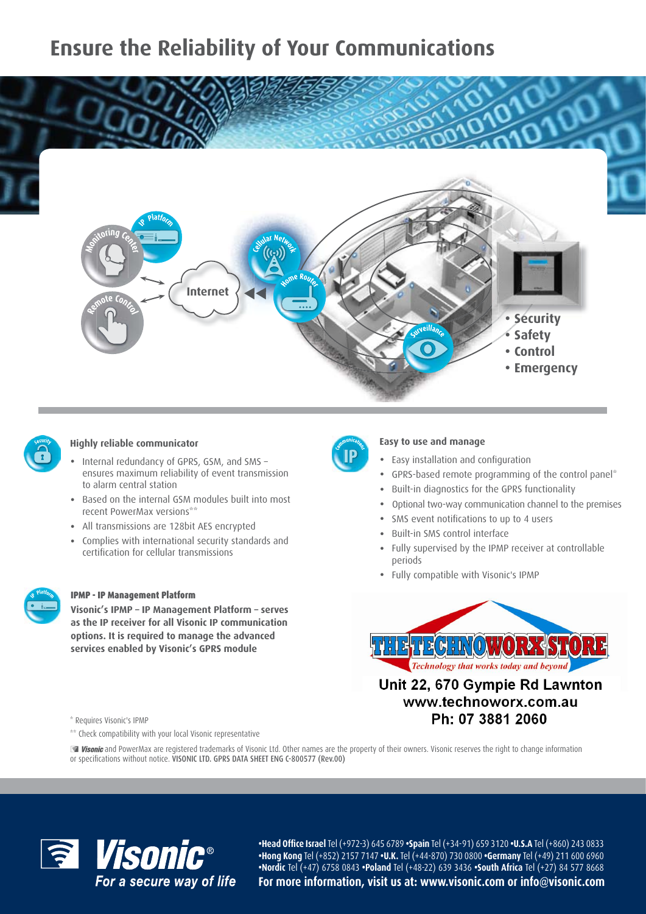# Ensure the Reliability of Your Communications

Internet

- Security
- Safety
- Control
- Emergency

### Highly reliable communicator

- Internal redundancy of GPRS, GSM, and SMS – ensures maximum reliability of event transmission to alarm central station
- Based on the internal GSM modules built into most recent PowerMax versions**
- All transmissions are 128bit AES encrypted
- Complies with international security standards and certification for cellular transmissions

### IPMP - IP Management Platform

**Visonic's IPMP – IP Management Platform – serves as the IP receiver for all Visonic IP communication options. It is required to manage the advanced services enabled by Visonic's GPRS module**

### Easy to use and manage

- Easy installation and configuration
- GPRS-based remote programming of the control panel*
- Built-in diagnostics for the GPRS functionality
- Optional two-way communication channel to the premises
- SMS event notifications to up to 4 users
- Built-in SMS control interface
- Fully supervised by the IPMP receiver at controllable periods
- Fully compatible with Visonic's IPMP

THE TECHNOWORX STORE
*Technology that works today and beyond*
Unit 22, 670 Gympie Rd Lawnton
www.technoworx.com.au
Ph: 07 3881 2060

* Requires Visonic's IPMP

** Check compatibility with your local Visonic representative

Visonic and PowerMax are registered trademarks of Visonic Ltd. Other names are the property of their owners. Visonic reserves the right to change information or specifications without notice. VISONIC LTD. GPRS DATA SHEET ENG C-800577 (Rev.00)

Visonic® For a secure way of life

•**Head Office Israel** Tel (+972-3) 645 6789 •**Spain** Tel (+34-91) 659 3120 •**U.S.A** Tel (+860) 243 0833 •**Hong Kong** Tel (+852) 2157 7147 •**U.K.** Tel (+44-870) 730 0800 •**Germany** Tel (+49) 211 600 6960 •**Nordic** Tel (+47) 6758 0843 •**Poland** Tel (+48-22) 639 3436 •**South Africa** Tel (+27) 84 577 8668

**For more information, visit us at: www.visonic.com or info@visonic.com**